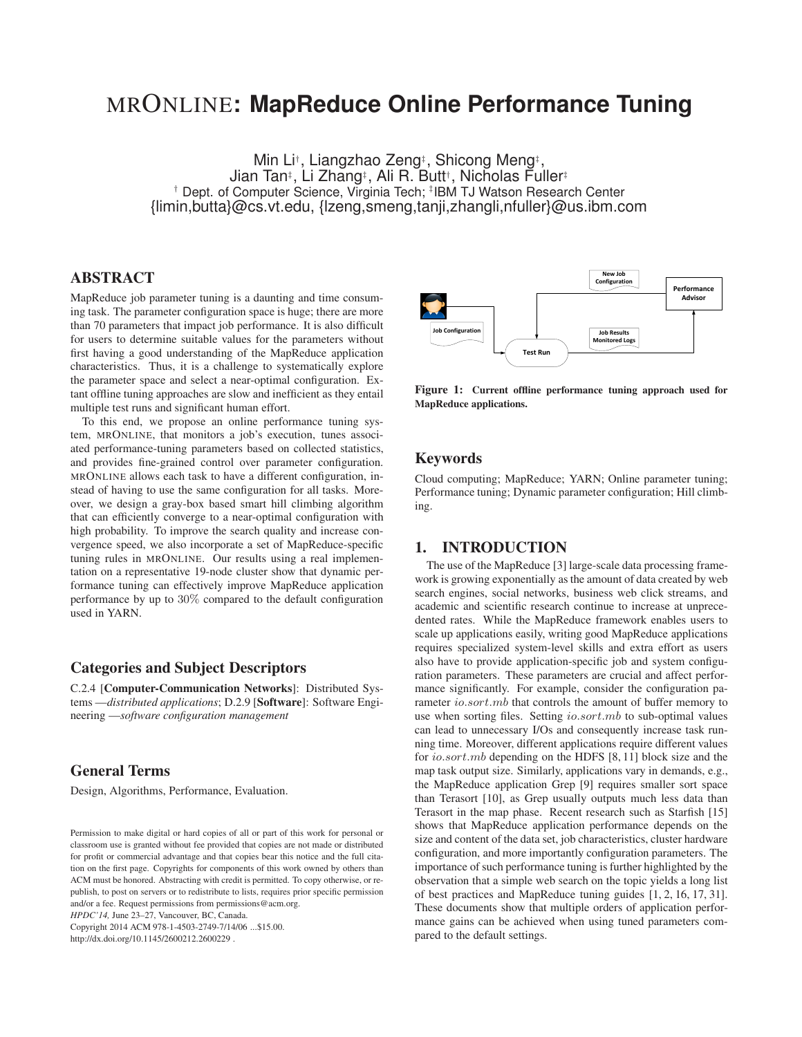# MRONLINE: MapReduce Online Performance Tuning

Min Li[†], Liangzhao Zeng[‡], Shicong Meng[‡], Jian Tan[‡], Li Zhang[‡], Ali R. Butt[†], Nicholas Fuller[‡]
[†] Dept. of Computer Science, Virginia Tech; [‡]IBM TJ Watson Research Center
{limin,butta}@cs.vt.edu, {lzeng,smeng,tanji,zhangli,nfuller}@us.ibm.com

## ABSTRACT

MapReduce job parameter tuning is a daunting and time consuming task. The parameter configuration space is huge; there are more than 70 parameters that impact job performance. It is also difficult for users to determine suitable values for the parameters without first having a good understanding of the MapReduce application characteristics. Thus, it is a challenge to systematically explore the parameter space and select a near-optimal configuration. Extant offline tuning approaches are slow and inefficient as they entail multiple test runs and significant human effort.

To this end, we propose an online performance tuning system, MRONLINE, that monitors a job's execution, tunes associated performance-tuning parameters based on collected statistics, and provides fine-grained control over parameter configuration. MRONLINE allows each task to have a different configuration, instead of having to use the same configuration for all tasks. Moreover, we design a gray-box based smart hill climbing algorithm that can efficiently converge to a near-optimal configuration with high probability. To improve the search quality and increase convergence speed, we also incorporate a set of MapReduce-specific tuning rules in MRONLINE. Our results using a real implementation on a representative 19-node cluster show that dynamic performance tuning can effectively improve MapReduce application performance by up to 30% compared to the default configuration used in YARN.

## Categories and Subject Descriptors

C.2.4 [**Computer-Communication Networks**]: Distributed Systems —*distributed applications*; D.2.9 [**Software**]: Software Engineering —*software configuration management*

## General Terms

Design, Algorithms, Performance, Evaluation.

Permission to make digital or hard copies of all or part of this work for personal or classroom use is granted without fee provided that copies are not made or distributed for profit or commercial advantage and that copies bear this notice and the full citation on the first page. Copyrights for components of this work owned by others than ACM must be honored. Abstracting with credit is permitted. To copy otherwise, or republish, to post on servers or to redistribute to lists, requires prior specific permission and/or a fee. Request permissions from permissions@acm.org.
*HPDC'14,* June 23–27, Vancouver, BC, Canada.
Copyright 2014 ACM 978-1-4503-2749-7/14/06 ...$15.00.
http://dx.doi.org/10.1145/2600212.2600229 .

**Figure 1: Current offline performance tuning approach used for MapReduce applications.**

## Keywords

Cloud computing; MapReduce; YARN; Online parameter tuning; Performance tuning; Dynamic parameter configuration; Hill climbing.

## 1. INTRODUCTION

The use of the MapReduce [3] large-scale data processing framework is growing exponentially as the amount of data created by web search engines, social networks, business web click streams, and academic and scientific research continue to increase at unprecedented rates. While the MapReduce framework enables users to scale up applications easily, writing good MapReduce applications requires specialized system-level skills and extra effort as users also have to provide application-specific job and system configuration parameters. These parameters are crucial and affect performance significantly. For example, consider the configuration parameter $io.sort.mb$ that controls the amount of buffer memory to use when sorting files. Setting $io.sort.mb$ to sub-optimal values can lead to unnecessary I/Os and consequently increase task running time. Moreover, different applications require different values for $io.sort.mb$ depending on the HDFS [8, 11] block size and the map task output size. Similarly, applications vary in demands, e.g., the MapReduce application Grep [9] requires smaller sort space than Terasort [10], as Grep usually outputs much less data than Terasort in the map phase. Recent research such as Starfish [15] shows that MapReduce application performance depends on the size and content of the data set, job characteristics, cluster hardware configuration, and more importantly configuration parameters. The importance of such performance tuning is further highlighted by the observation that a simple web search on the topic yields a long list of best practices and MapReduce tuning guides [1, 2, 16, 17, 31]. These documents show that multiple orders of application performance gains can be achieved when using tuned parameters compared to the default settings.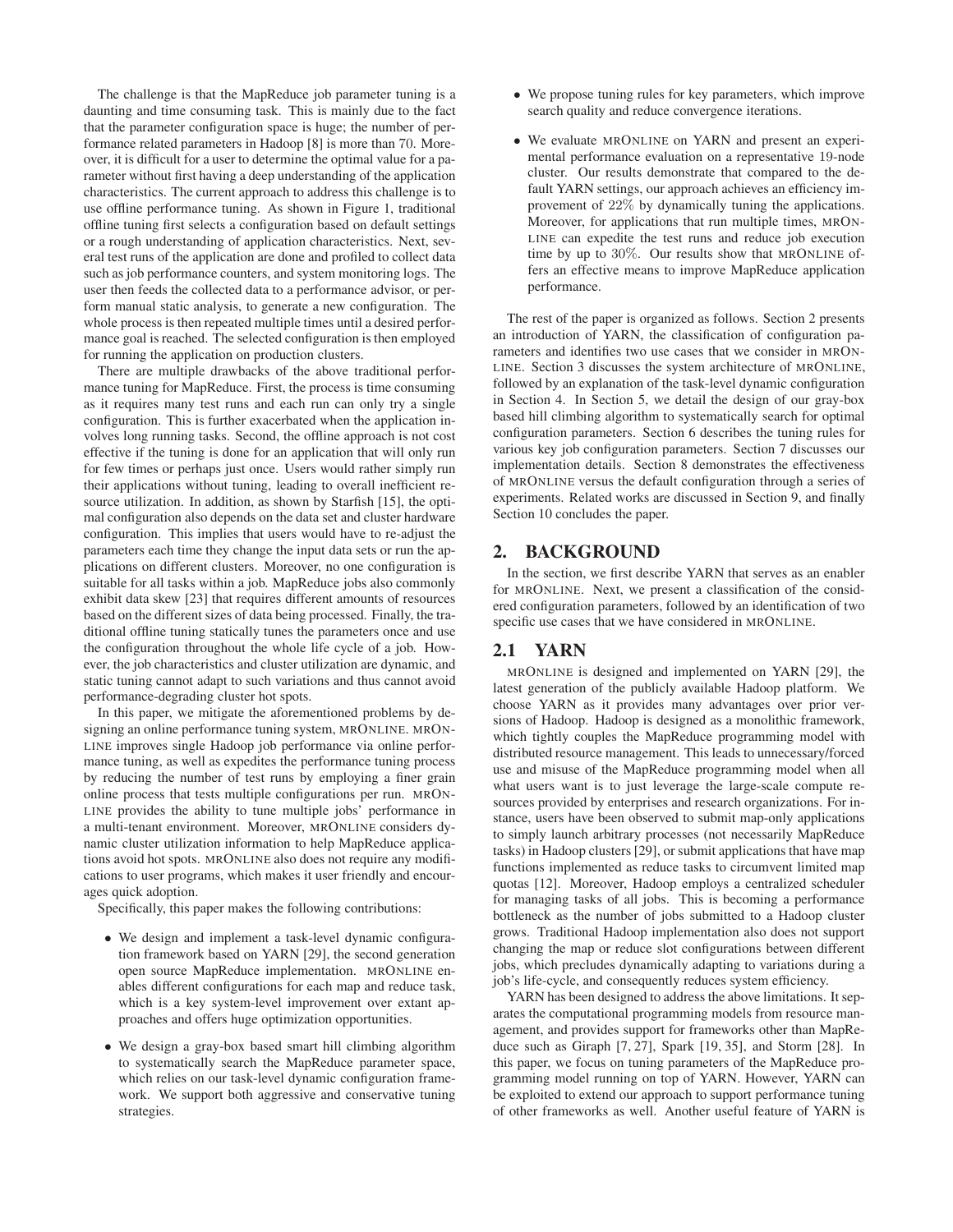The challenge is that the MapReduce job parameter tuning is a daunting and time consuming task. This is mainly due to the fact that the parameter configuration space is huge; the number of performance related parameters in Hadoop [8] is more than 70. Moreover, it is difficult for a user to determine the optimal value for a parameter without first having a deep understanding of the application characteristics. The current approach to address this challenge is to use offline performance tuning. As shown in Figure 1, traditional offline tuning first selects a configuration based on default settings or a rough understanding of application characteristics. Next, several test runs of the application are done and profiled to collect data such as job performance counters, and system monitoring logs. The user then feeds the collected data to a performance advisor, or perform manual static analysis, to generate a new configuration. The whole process is then repeated multiple times until a desired performance goal is reached. The selected configuration is then employed for running the application on production clusters.

There are multiple drawbacks of the above traditional performance tuning for MapReduce. First, the process is time consuming as it requires many test runs and each run can only try a single configuration. This is further exacerbated when the application involves long running tasks. Second, the offline approach is not cost effective if the tuning is done for an application that will only run for few times or perhaps just once. Users would rather simply run their applications without tuning, leading to overall inefficient resource utilization. In addition, as shown by Starfish [15], the optimal configuration also depends on the data set and cluster hardware configuration. This implies that users would have to re-adjust the parameters each time they change the input data sets or run the applications on different clusters. Moreover, no one configuration is suitable for all tasks within a job. MapReduce jobs also commonly exhibit data skew [23] that requires different amounts of resources based on the different sizes of data being processed. Finally, the traditional offline tuning statically tunes the parameters once and use the configuration throughout the whole life cycle of a job. However, the job characteristics and cluster utilization are dynamic, and static tuning cannot adapt to such variations and thus cannot avoid performance-degrading cluster hot spots.

In this paper, we mitigate the aforementioned problems by designing an online performance tuning system, MRONLINE. MRONLINE improves single Hadoop job performance via online performance tuning, as well as expedites the performance tuning process by reducing the number of test runs by employing a finer grain online process that tests multiple configurations per run. MRONLINE provides the ability to tune multiple jobs' performance in a multi-tenant environment. Moreover, MRONLINE considers dynamic cluster utilization information to help MapReduce applications avoid hot spots. MRONLINE also does not require any modifications to user programs, which makes it user friendly and encourages quick adoption.

Specifically, this paper makes the following contributions:

- We design and implement a task-level dynamic configuration framework based on YARN [29], the second generation open source MapReduce implementation. MRONLINE enables different configurations for each map and reduce task, which is a key system-level improvement over extant approaches and offers huge optimization opportunities.
- We design a gray-box based smart hill climbing algorithm to systematically search the MapReduce parameter space, which relies on our task-level dynamic configuration framework. We support both aggressive and conservative tuning strategies.
- We propose tuning rules for key parameters, which improve search quality and reduce convergence iterations.
- We evaluate MRONLINE on YARN and present an experimental performance evaluation on a representative 19-node cluster. Our results demonstrate that compared to the default YARN settings, our approach achieves an efficiency improvement of $22\%$ by dynamically tuning the applications. Moreover, for applications that run multiple times, MRONLINE can expedite the test runs and reduce job execution time by up to $30\%$. Our results show that MRONLINE offers an effective means to improve MapReduce application performance.

The rest of the paper is organized as follows. Section 2 presents an introduction of YARN, the classification of configuration parameters and identifies two use cases that we consider in MRONLINE. Section 3 discusses the system architecture of MRONLINE, followed by an explanation of the task-level dynamic configuration in Section 4. In Section 5, we detail the design of our gray-box based hill climbing algorithm to systematically search for optimal configuration parameters. Section 6 describes the tuning rules for various key job configuration parameters. Section 7 discusses our implementation details. Section 8 demonstrates the effectiveness of MRONLINE versus the default configuration through a series of experiments. Related works are discussed in Section 9, and finally Section 10 concludes the paper.

## 2. BACKGROUND

In the section, we first describe YARN that serves as an enabler for MRONLINE. Next, we present a classification of the considered configuration parameters, followed by an identification of two specific use cases that we have considered in MRONLINE.

## 2.1 YARN

MRONLINE is designed and implemented on YARN [29], the latest generation of the publicly available Hadoop platform. We choose YARN as it provides many advantages over prior versions of Hadoop. Hadoop is designed as a monolithic framework, which tightly couples the MapReduce programming model with distributed resource management. This leads to unnecessary/forced use and misuse of the MapReduce programming model when all what users want is to just leverage the large-scale compute resources provided by enterprises and research organizations. For instance, users have been observed to submit map-only applications to simply launch arbitrary processes (not necessarily MapReduce tasks) in Hadoop clusters [29], or submit applications that have map functions implemented as reduce tasks to circumvent limited map quotas [12]. Moreover, Hadoop employs a centralized scheduler for managing tasks of all jobs. This is becoming a performance bottleneck as the number of jobs submitted to a Hadoop cluster grows. Traditional Hadoop implementation also does not support changing the map or reduce slot configurations between different jobs, which precludes dynamically adapting to variations during a job's life-cycle, and consequently reduces system efficiency.

YARN has been designed to address the above limitations. It separates the computational programming models from resource management, and provides support for frameworks other than MapReduce such as Giraph [7, 27], Spark [19, 35], and Storm [28]. In this paper, we focus on tuning parameters of the MapReduce programming model running on top of YARN. However, YARN can be exploited to extend our approach to support performance tuning of other frameworks as well. Another useful feature of YARN is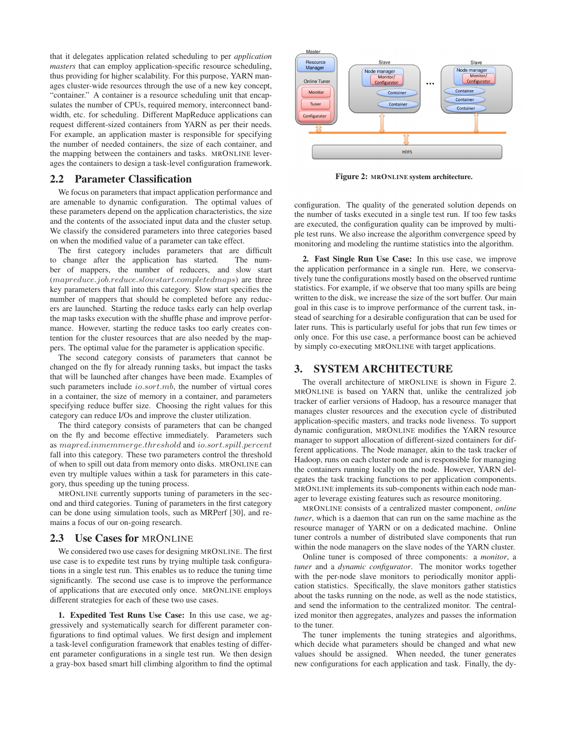that it delegates application related scheduling to per *application masters* that can employ application-specific resource scheduling, thus providing for higher scalability. For this purpose, YARN manages cluster-wide resources through the use of a new key concept, "container." A container is a resource scheduling unit that encapsulates the number of CPUs, required memory, interconnect bandwidth, etc. for scheduling. Different MapReduce applications can request different-sized containers from YARN as per their needs. For example, an application master is responsible for specifying the number of needed containers, the size of each container, and the mapping between the containers and tasks. MRONLINE leverages the containers to design a task-level configuration framework.

## 2.2 Parameter Classification

We focus on parameters that impact application performance and are amenable to dynamic configuration. The optimal values of these parameters depend on the application characteristics, the size and the contents of the associated input data and the cluster setup. We classify the considered parameters into three categories based on when the modified value of a parameter can take effect.

The first category includes parameters that are difficult to change after the application has started. The number of mappers, the number of reducers, and slow start ($mapreduce.job.reduce.slowstart.completedmaps$) are three key parameters that fall into this category. Slow start specifies the number of mappers that should be completed before any reducers are launched. Starting the reduce tasks early can help overlap the map tasks execution with the shuffle phase and improve performance. However, starting the reduce tasks too early creates contention for the cluster resources that are also needed by the mappers. The optimal value for the parameter is application specific.

The second category consists of parameters that cannot be changed on the fly for already running tasks, but impact the tasks that will be launched after changes have been made. Examples of such parameters include $io.sort.mb$, the number of virtual cores in a container, the size of memory in a container, and parameters specifying reduce buffer size. Choosing the right values for this category can reduce I/Os and improve the cluster utilization.

The third category consists of parameters that can be changed on the fly and become effective immediately. Parameters such as $mapred.inmemmerge.threshold$ and $io.sort.spill.percent$ fall into this category. These two parameters control the threshold of when to spill out data from memory onto disks. MRONLINE can even try multiple values within a task for parameters in this category, thus speeding up the tuning process.

MRONLINE currently supports tuning of parameters in the second and third categories. Tuning of parameters in the first category can be done using simulation tools, such as MRPerf [30], and remains a focus of our on-going research.

## 2.3 Use Cases for MRONLINE

We considered two use cases for designing MRONLINE. The first use case is to expedite test runs by trying multiple task configurations in a single test run. This enables us to reduce the tuning time significantly. The second use case is to improve the performance of applications that are executed only once. MRONLINE employs different strategies for each of these two use cases.

**1. Expedited Test Runs Use Case:** In this use case, we aggressively and systematically search for different parameter configurations to find optimal values. We first design and implement a task-level configuration framework that enables testing of different parameter configurations in a single test run. We then design a gray-box based smart hill climbing algorithm to find the optimal configuration. The quality of the generated solution depends on the number of tasks executed in a single test run. If too few tasks are executed, the configuration quality can be improved by multiple test runs. We also increase the algorithm convergence speed by monitoring and modeling the runtime statistics into the algorithm.

**2. Fast Single Run Use Case:** In this use case, we improve the application performance in a single run. Here, we conservatively tune the configurations mostly based on the observed runtime statistics. For example, if we observe that too many spills are being written to the disk, we increase the size of the sort buffer. Our main goal in this case is to improve performance of the current task, instead of searching for a desirable configuration that can be used for later runs. This is particularly useful for jobs that run few times or only once. For this use case, a performance boost can be achieved by simply co-executing MRONLINE with target applications.

**Figure 2: MRONLINE system architecture.**

# 3. SYSTEM ARCHITECTURE

The overall architecture of MRONLINE is shown in Figure 2. MRONLINE is based on YARN that, unlike the centralized job tracker of earlier versions of Hadoop, has a resource manager that manages cluster resources and the execution cycle of distributed application-specific masters, and tracks node liveness. To support dynamic configuration, MRONLINE modifies the YARN resource manager to support allocation of different-sized containers for different applications. The Node manager, akin to the task tracker of Hadoop, runs on each cluster node and is responsible for managing the containers running locally on the node. However, YARN delegates the task tracking functions to per application components. MRONLINE implements its sub-components within each node manager to leverage existing features such as resource monitoring.

MRONLINE consists of a centralized master component, *online tuner*, which is a daemon that can run on the same machine as the resource manager of YARN or on a dedicated machine. Online tuner controls a number of distributed slave components that run within the node managers on the slave nodes of the YARN cluster.

Online tuner is composed of three components: a *monitor*, a *tuner* and a *dynamic configurator*. The monitor works together with the per-node slave monitors to periodically monitor application statistics. Specifically, the slave monitors gather statistics about the tasks running on the node, as well as the node statistics, and send the information to the centralized monitor. The centralized monitor then aggregates, analyzes and passes the information to the tuner.

The tuner implements the tuning strategies and algorithms, which decide what parameters should be changed and what new values should be assigned. When needed, the tuner generates new configurations for each application and task. Finally, the dy-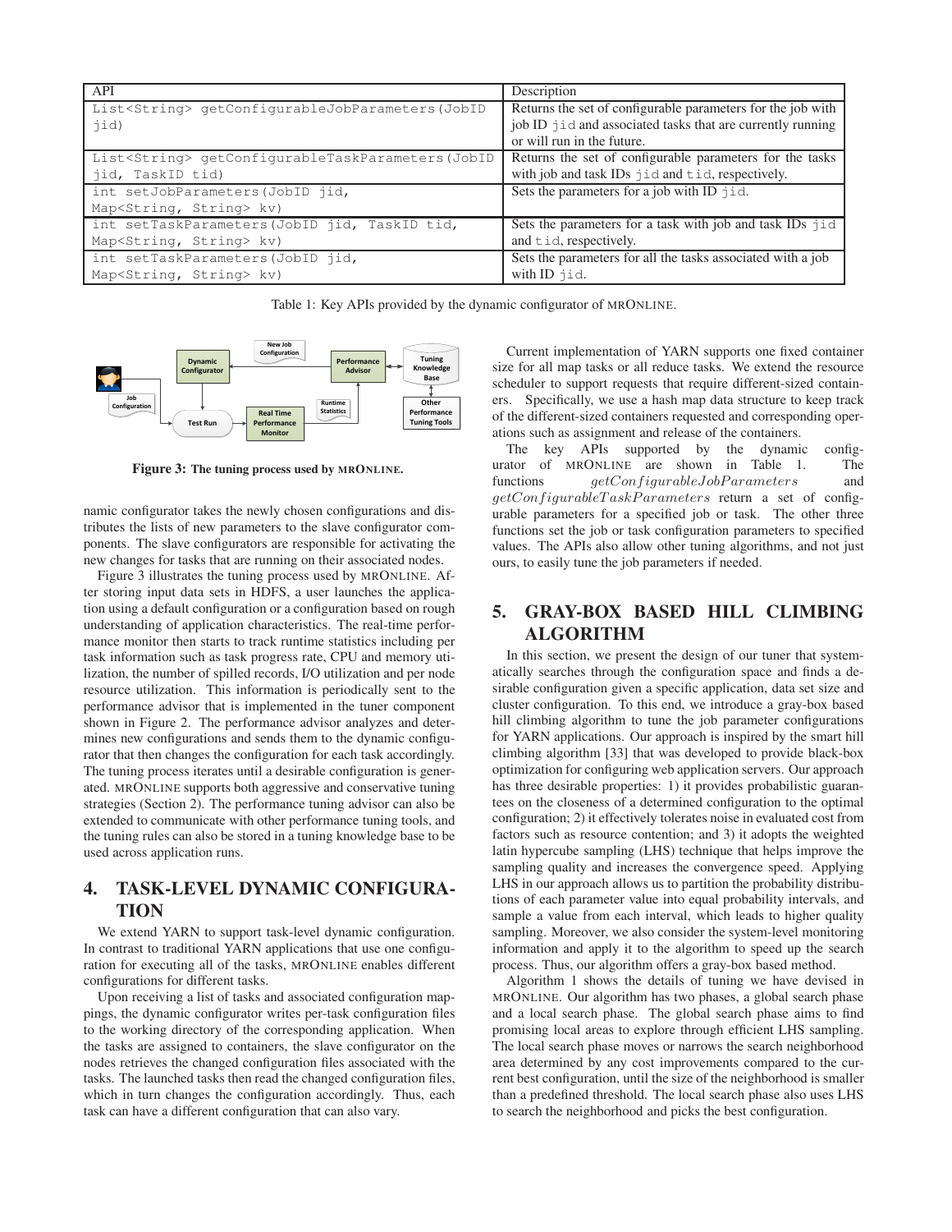| API | Description |
| --- | --- |
| `List<String> getConfigurableJobParameters(JobID jid)` | Returns the set of configurable parameters for the job with job ID `jid` and associated tasks that are currently running or will run in the future. |
| `List<String> getConfigurableTaskParameters(JobID jid, TaskID tid)` | Returns the set of configurable parameters for the tasks with job and task IDs `jid` and `tid`, respectively. |
| `int setJobParameters(JobID jid, Map<String, String> kv)` | Sets the parameters for a job with ID `jid`. |
| `int setTaskParameters(JobID jid, TaskID tid, Map<String, String> kv)` | Sets the parameters for a task with job and task IDs `jid` and `tid`, respectively. |
| `int setTaskParameters(JobID jid, Map<String, String> kv)` | Sets the parameters for all the tasks associated with a job with ID `jid`. |

Table 1: Key APIs provided by the dynamic configurator of MRONLINE.

**Figure 3: The tuning process used by MRONLINE.**

namic configurator takes the newly chosen configurations and distributes the lists of new parameters to the slave configurator components. The slave configurators are responsible for activating the new changes for tasks that are running on their associated nodes.

Figure 3 illustrates the tuning process used by MRONLINE. After storing input data sets in HDFS, a user launches the application using a default configuration or a configuration based on rough understanding of application characteristics. The real-time performance monitor then starts to track runtime statistics including per task information such as task progress rate, CPU and memory utilization, the number of spilled records, I/O utilization and per node resource utilization. This information is periodically sent to the performance advisor that is implemented in the tuner component shown in Figure 2. The performance advisor analyzes and determines new configurations and sends them to the dynamic configurator that then changes the configuration for each task accordingly. The tuning process iterates until a desirable configuration is generated. MRONLINE supports both aggressive and conservative tuning strategies (Section 2). The performance tuning advisor can also be extended to communicate with other performance tuning tools, and the tuning rules can also be stored in a tuning knowledge base to be used across application runs.

## 4. TASK-LEVEL DYNAMIC CONFIGURATION

We extend YARN to support task-level dynamic configuration. In contrast to traditional YARN applications that use one configuration for executing all of the tasks, MRONLINE enables different configurations for different tasks.

Upon receiving a list of tasks and associated configuration mappings, the dynamic configurator writes per-task configuration files to the working directory of the corresponding application. When the tasks are assigned to containers, the slave configurator on the nodes retrieves the changed configuration files associated with the tasks. The launched tasks then read the changed configuration files, which in turn changes the configuration accordingly. Thus, each task can have a different configuration that can also vary.

Current implementation of YARN supports one fixed container size for all map tasks or all reduce tasks. We extend the resource scheduler to support requests that require different-sized containers. Specifically, we use a hash map data structure to keep track of the different-sized containers requested and corresponding operations such as assignment and release of the containers.

The key APIs supported by the dynamic configurator of MRONLINE are shown in Table 1. The functions $getConfigurableJobParameters$ and $getConfigurableTaskParameters$ return a set of configurable parameters for a specified job or task. The other three functions set the job or task configuration parameters to specified values. The APIs also allow other tuning algorithms, and not just ours, to easily tune the job parameters if needed.

## 5. GRAY-BOX BASED HILL CLIMBING ALGORITHM

In this section, we present the design of our tuner that systematically searches through the configuration space and finds a desirable configuration given a specific application, data set size and cluster configuration. To this end, we introduce a gray-box based hill climbing algorithm to tune the job parameter configurations for YARN applications. Our approach is inspired by the smart hill climbing algorithm [33] that was developed to provide black-box optimization for configuring web application servers. Our approach has three desirable properties: 1) it provides probabilistic guarantees on the closeness of a determined configuration to the optimal configuration; 2) it effectively tolerates noise in evaluated cost from factors such as resource contention; and 3) it adopts the weighted latin hypercube sampling (LHS) technique that helps improve the sampling quality and increases the convergence speed. Applying LHS in our approach allows us to partition the probability distributions of each parameter value into equal probability intervals, and sample a value from each interval, which leads to higher quality sampling. Moreover, we also consider the system-level monitoring information and apply it to the algorithm to speed up the search process. Thus, our algorithm offers a gray-box based method.

Algorithm 1 shows the details of tuning we have devised in MRONLINE. Our algorithm has two phases, a global search phase and a local search phase. The global search phase aims to find promising local areas to explore through efficient LHS sampling. The local search phase moves or narrows the search neighborhood area determined by any cost improvements compared to the current best configuration, until the size of the neighborhood is smaller than a predefined threshold. The local search phase also uses LHS to search the neighborhood and picks the best configuration.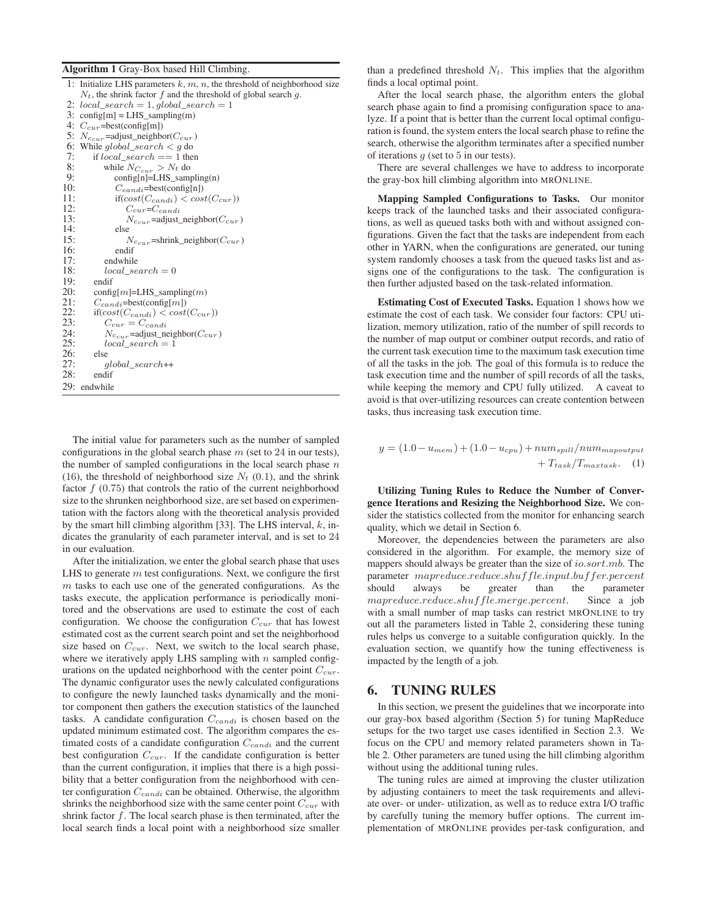**Algorithm 1** Gray-Box based Hill Climbing.

```
1:  Initialize LHS parameters k, m, n, the threshold of neighborhood size
    N_t, the shrink factor f and the threshold of global search g.
2:  local_search = 1, global_search = 1
3:  config[m] = LHS_sampling(m)
4:  C_cur=best(config[m])
5:  N_ccur=adjust_neighbor(C_cur)
6:  While global_search < g do
7:      if local_search == 1 then
8:          while N_Ccur > N_t do
9:              config[n]=LHS_sampling(n)
10:             C_candi=best(config[n])
11:             if(cost(C_candi) < cost(C_cur))
12:                 C_cur=C_candi
13:                 N_ccur=adjust_neighbor(C_cur)
14:             else
15:                 N_ccur=shrink_neighbor(C_cur)
16:             endif
17:         endwhile
18:         local_search = 0
19:     endif
20:     config[m]=LHS_sampling(m)
21:     C_candi=best(config[m])
22:     if(cost(C_candi) < cost(C_cur))
23:         C_cur = C_candi
24:         N_ccur=adjust_neighbor(C_cur)
25:         local_search = 1
26:     else
27:         global_search++
28:     endif
29: endwhile
```

The initial value for parameters such as the number of sampled configurations in the global search phase $m$ (set to 24 in our tests), the number of sampled configurations in the local search phase $n$ (16), the threshold of neighborhood size $N_t$ (0.1), and the shrink factor $f$ (0.75) that controls the ratio of the current neighborhood size to the shrunken neighborhood size, are set based on experimentation with the factors along with the theoretical analysis provided by the smart hill climbing algorithm [33]. The LHS interval, $k$, indicates the granularity of each parameter interval, and is set to 24 in our evaluation.

After the initialization, we enter the global search phase that uses LHS to generate $m$ test configurations. Next, we configure the first $m$ tasks to each use one of the generated configurations. As the tasks execute, the application performance is periodically monitored and the observations are used to estimate the cost of each configuration. We choose the configuration $C_{cur}$ that has lowest estimated cost as the current search point and set the neighborhood size based on $C_{cur}$. Next, we switch to the local search phase, where we iteratively apply LHS sampling with $n$ sampled configurations on the updated neighborhood with the center point $C_{cur}$. The dynamic configurator uses the newly calculated configurations to configure the newly launched tasks dynamically and the monitor component then gathers the execution statistics of the launched tasks. A candidate configuration $C_{candi}$ is chosen based on the updated minimum estimated cost. The algorithm compares the estimated costs of a candidate configuration $C_{candi}$ and the current best configuration $C_{cur}$. If the candidate configuration is better than the current configuration, it implies that there is a high possibility that a better configuration from the neighborhood with center configuration $C_{candi}$ can be obtained. Otherwise, the algorithm shrinks the neighborhood size with the same center point $C_{cur}$ with shrink factor $f$. The local search phase is then terminated, after the local search finds a local point with a neighborhood size smaller than a predefined threshold $N_t$. This implies that the algorithm finds a local optimal point.

After the local search phase, the algorithm enters the global search phase again to find a promising configuration space to analyze. If a point that is better than the current local optimal configuration is found, the system enters the local search phase to refine the search, otherwise the algorithm terminates after a specified number of iterations $g$ (set to 5 in our tests).

There are several challenges we have to address to incorporate the gray-box hill climbing algorithm into MRONLINE.

**Mapping Sampled Configurations to Tasks.** Our monitor keeps track of the launched tasks and their associated configurations, as well as queued tasks both with and without assigned configurations. Given the fact that the tasks are independent from each other in YARN, when the configurations are generated, our tuning system randomly chooses a task from the queued tasks list and assigns one of the configurations to the task. The configuration is then further adjusted based on the task-related information.

**Estimating Cost of Executed Tasks.** Equation 1 shows how we estimate the cost of each task. We consider four factors: CPU utilization, memory utilization, ratio of the number of spill records to the number of map output or combiner output records, and ratio of the current task execution time to the maximum task execution time of all the tasks in the job. The goal of this formula is to reduce the task execution time and the number of spill records of all the tasks, while keeping the memory and CPU fully utilized. A caveat to avoid is that over-utilizing resources can create contention between tasks, thus increasing task execution time.

$$y = (1.0 - u_{mem}) + (1.0 - u_{cpu}) + num_{spill}/num_{mapoutput} + T_{task}/T_{maxtask}. \quad (1)$$

**Utilizing Tuning Rules to Reduce the Number of Convergence Iterations and Resizing the Neighborhood Size.** We consider the statistics collected from the monitor for enhancing search quality, which we detail in Section 6.

Moreover, the dependencies between the parameters are also considered in the algorithm. For example, the memory size of mappers should always be greater than the size of *io.sort.mb*. The parameter *mapreduce.reduce.shuffle.input.buffer.percent* should always be greater than the parameter *mapreduce.reduce.shuffle.merge.percent*. Since a job with a small number of map tasks can restrict MRONLINE to try out all the parameters listed in Table 2, considering these tuning rules helps us converge to a suitable configuration quickly. In the evaluation section, we quantify how the tuning effectiveness is impacted by the length of a job.

## 6. TUNING RULES

In this section, we present the guidelines that we incorporate into our gray-box based algorithm (Section 5) for tuning MapReduce setups for the two target use cases identified in Section 2.3. We focus on the CPU and memory related parameters shown in Table 2. Other parameters are tuned using the hill climbing algorithm without using the additional tuning rules.

The tuning rules are aimed at improving the cluster utilization by adjusting containers to meet the task requirements and alleviate over- or under- utilization, as well as to reduce extra I/O traffic by carefully tuning the memory buffer options. The current implementation of MRONLINE provides per-task configuration, and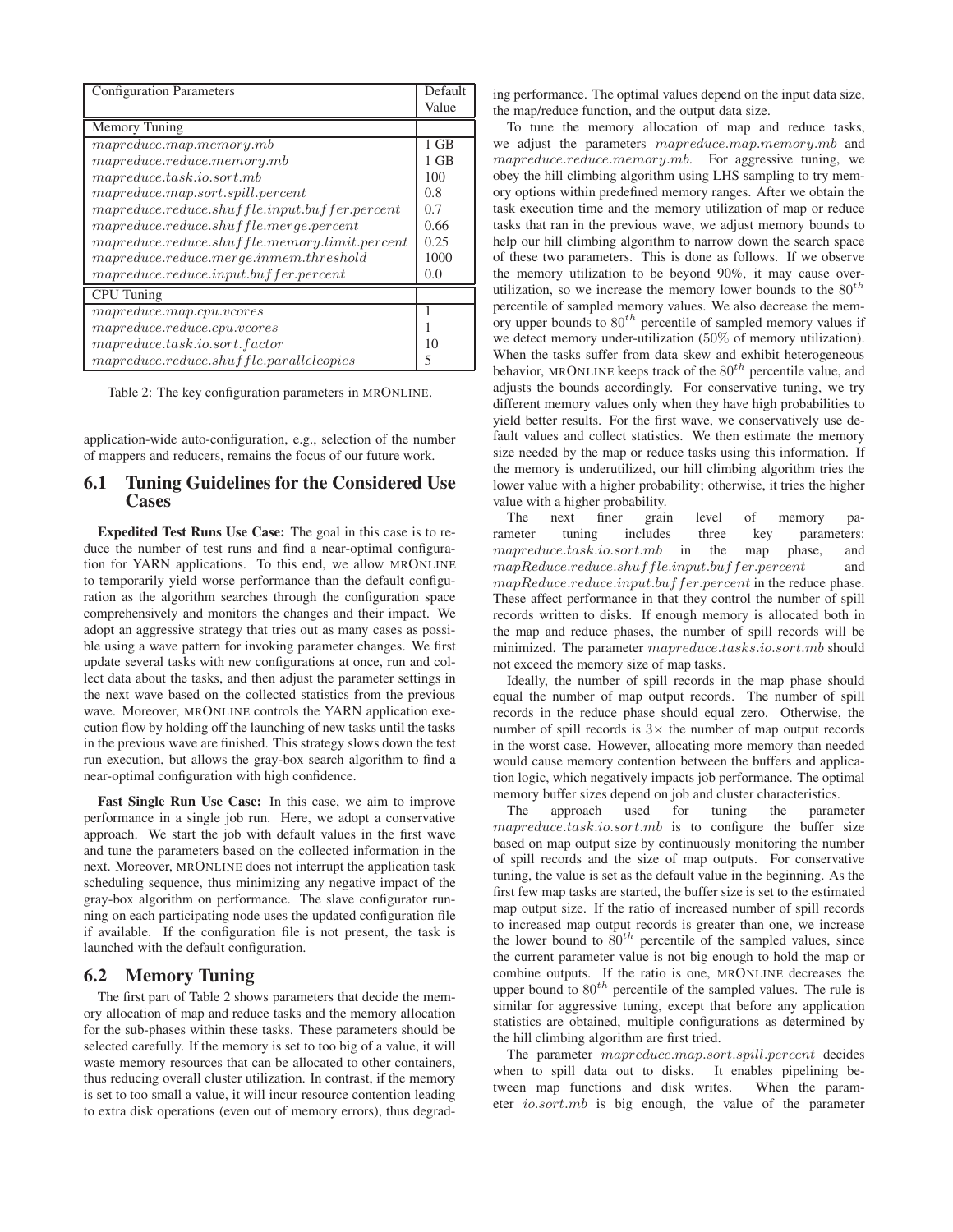| Configuration Parameters | Default Value |
|---|---|
| Memory Tuning | |
| $mapreduce.map.memory.mb$ | 1 GB |
| $mapreduce.reduce.memory.mb$ | 1 GB |
| $mapreduce.task.io.sort.mb$ | 100 |
| $mapreduce.map.sort.spill.percent$ | 0.8 |
| $mapreduce.reduce.shuffle.input.buffer.percent$ | 0.7 |
| $mapreduce.reduce.shuffle.merge.percent$ | 0.66 |
| $mapreduce.reduce.shuffle.memory.limit.percent$ | 0.25 |
| $mapreduce.reduce.merge.inmem.threshold$ | 1000 |
| $mapreduce.reduce.input.buffer.percent$ | 0.0 |
| CPU Tuning | |
| $mapreduce.map.cpu.vcores$ | 1 |
| $mapreduce.reduce.cpu.vcores$ | 1 |
| $mapreduce.task.io.sort.factor$ | 10 |
| $mapreduce.reduce.shuffle.parallelcopies$ | 5 |

Table 2: The key configuration parameters in MRONLINE.

application-wide auto-configuration, e.g., selection of the number of mappers and reducers, remains the focus of our future work.

## 6.1 Tuning Guidelines for the Considered Use Cases

**Expedited Test Runs Use Case:** The goal in this case is to reduce the number of test runs and find a near-optimal configuration for YARN applications. To this end, we allow MRONLINE to temporarily yield worse performance than the default configuration as the algorithm searches through the configuration space comprehensively and monitors the changes and their impact. We adopt an aggressive strategy that tries out as many cases as possible using a wave pattern for invoking parameter changes. We first update several tasks with new configurations at once, run and collect data about the tasks, and then adjust the parameter settings in the next wave based on the collected statistics from the previous wave. Moreover, MRONLINE controls the YARN application execution flow by holding off the launching of new tasks until the tasks in the previous wave are finished. This strategy slows down the test run execution, but allows the gray-box search algorithm to find a near-optimal configuration with high confidence.

**Fast Single Run Use Case:** In this case, we aim to improve performance in a single job run. Here, we adopt a conservative approach. We start the job with default values in the first wave and tune the parameters based on the collected information in the next. Moreover, MRONLINE does not interrupt the application task scheduling sequence, thus minimizing any negative impact of the gray-box algorithm on performance. The slave configurator running on each participating node uses the updated configuration file if available. If the configuration file is not present, the task is launched with the default configuration.

## 6.2 Memory Tuning

The first part of Table 2 shows parameters that decide the memory allocation of map and reduce tasks and the memory allocation for the sub-phases within these tasks. These parameters should be selected carefully. If the memory is set to too big of a value, it will waste memory resources that can be allocated to other containers, thus reducing overall cluster utilization. In contrast, if the memory is set to too small a value, it will incur resource contention leading to extra disk operations (even out of memory errors), thus degrading performance. The optimal values depend on the input data size, the map/reduce function, and the output data size.

To tune the memory allocation of map and reduce tasks, we adjust the parameters $mapreduce.map.memory.mb$ and $mapreduce.reduce.memory.mb$. For aggressive tuning, we obey the hill climbing algorithm using LHS sampling to try memory options within predefined memory ranges. After we obtain the task execution time and the memory utilization of map or reduce tasks that ran in the previous wave, we adjust memory bounds to help our hill climbing algorithm to narrow down the search space of these two parameters. This is done as follows. If we observe the memory utilization to be beyond 90%, it may cause over-utilization, so we increase the memory lower bounds to the $80^{th}$ percentile of sampled memory values. We also decrease the memory upper bounds to $80^{th}$ percentile of sampled memory values if we detect memory under-utilization (50% of memory utilization). When the tasks suffer from data skew and exhibit heterogeneous behavior, MRONLINE keeps track of the $80^{th}$ percentile value, and adjusts the bounds accordingly. For conservative tuning, we try different memory values only when they have high probabilities to yield better results. For the first wave, we conservatively use default values and collect statistics. We then estimate the memory size needed by the map or reduce tasks using this information. If the memory is underutilized, our hill climbing algorithm tries the lower value with a higher probability; otherwise, it tries the higher value with a higher probability.

The next finer grain level of memory parameter tuning includes three key parameters: $mapreduce.task.io.sort.mb$ in the map phase, and $mapReduce.reduce.shuffle.input.buffer.percent$ and $mapReduce.reduce.input.buffer.percent$ in the reduce phase. These affect performance in that they control the number of spill records written to disks. If enough memory is allocated both in the map and reduce phases, the number of spill records will be minimized. The parameter $mapreduce.tasks.io.sort.mb$ should not exceed the memory size of map tasks.

Ideally, the number of spill records in the map phase should equal the number of map output records. The number of spill records in the reduce phase should equal zero. Otherwise, the number of spill records is $3\times$ the number of map output records in the worst case. However, allocating more memory than needed would cause memory contention between the buffers and application logic, which negatively impacts job performance. The optimal memory buffer sizes depend on job and cluster characteristics.

The approach used for tuning the parameter $mapreduce.task.io.sort.mb$ is to configure the buffer size based on map output size by continuously monitoring the number of spill records and the size of map outputs. For conservative tuning, the value is set as the default value in the beginning. As the first few map tasks are started, the buffer size is set to the estimated map output size. If the ratio of increased number of spill records to increased map output records is greater than one, we increase the lower bound to $80^{th}$ percentile of the sampled values, since the current parameter value is not big enough to hold the map or combine outputs. If the ratio is one, MRONLINE decreases the upper bound to $80^{th}$ percentile of the sampled values. The rule is similar for aggressive tuning, except that before any application statistics are obtained, multiple configurations as determined by the hill climbing algorithm are first tried.

The parameter $mapreduce.map.sort.spill.percent$ decides when to spill data out to disks. It enables pipelining between map functions and disk writes. When the parameter $io.sort.mb$ is big enough, the value of the parameter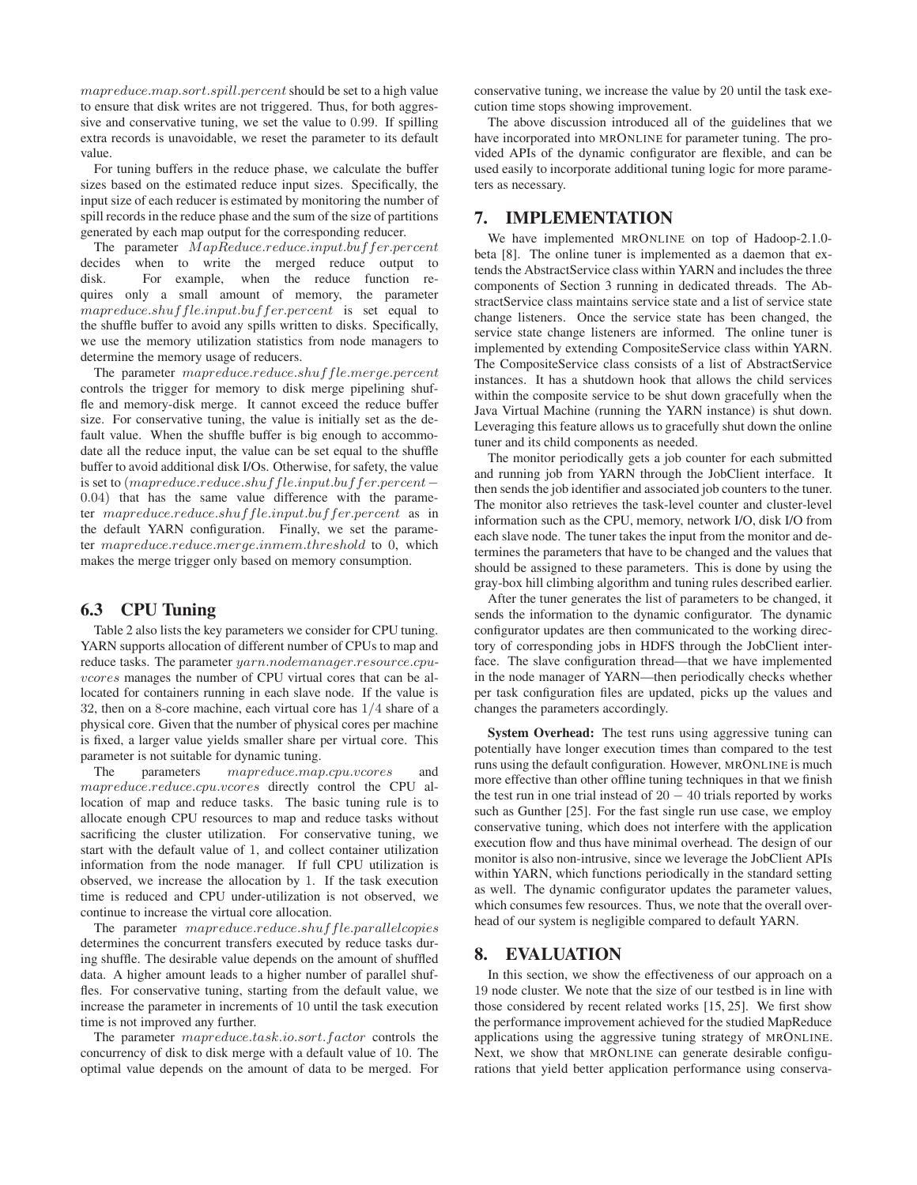$mapreduce.map.sort.spill.percent$ should be set to a high value to ensure that disk writes are not triggered. Thus, for both aggressive and conservative tuning, we set the value to 0.99. If spilling extra records is unavoidable, we reset the parameter to its default value.

For tuning buffers in the reduce phase, we calculate the buffer sizes based on the estimated reduce input sizes. Specifically, the input size of each reducer is estimated by monitoring the number of spill records in the reduce phase and the sum of the size of partitions generated by each map output for the corresponding reducer.

The parameter $MapReduce.reduce.input.buffer.percent$ decides when to write the merged reduce output to disk. For example, when the reduce function requires only a small amount of memory, the parameter $mapreduce.shuffle.input.buffer.percent$ is set equal to the shuffle buffer to avoid any spills written to disks. Specifically, we use the memory utilization statistics from node managers to determine the memory usage of reducers.

The parameter $mapreduce.reduce.shuffle.merge.percent$ controls the trigger for memory to disk merge pipelining shuffle and memory-disk merge. It cannot exceed the reduce buffer size. For conservative tuning, the value is initially set as the default value. When the shuffle buffer is big enough to accommodate all the reduce input, the value can be set equal to the shuffle buffer to avoid additional disk I/Os. Otherwise, for safety, the value is set to $(mapreduce.reduce.shuffle.input.buffer.percent - 0.04)$ that has the same value difference with the parameter $mapreduce.reduce.shuffle.input.buffer.percent$ as in the default YARN configuration. Finally, we set the parameter $mapreduce.reduce.merge.inmem.threshold$ to 0, which makes the merge trigger only based on memory consumption.

## 6.3 CPU Tuning

Table 2 also lists the key parameters we consider for CPU tuning. YARN supports allocation of different number of CPUs to map and reduce tasks. The parameter $yarn.nodemanager.resource.cpu\text{-}vcores$ manages the number of CPU virtual cores that can be allocated for containers running in each slave node. If the value is 32, then on a 8-core machine, each virtual core has $1/4$ share of a physical core. Given that the number of physical cores per machine is fixed, a larger value yields smaller share per virtual core. This parameter is not suitable for dynamic tuning.

The parameters $mapreduce.map.cpu.vcores$ and $mapreduce.reduce.cpu.vcores$ directly control the CPU allocation of map and reduce tasks. The basic tuning rule is to allocate enough CPU resources to map and reduce tasks without sacrificing the cluster utilization. For conservative tuning, we start with the default value of 1, and collect container utilization information from the node manager. If full CPU utilization is observed, we increase the allocation by 1. If the task execution time is reduced and CPU under-utilization is not observed, we continue to increase the virtual core allocation.

The parameter $mapreduce.reduce.shuffle.parallelcopies$ determines the concurrent transfers executed by reduce tasks during shuffle. The desirable value depends on the amount of shuffled data. A higher amount leads to a higher number of parallel shuffles. For conservative tuning, starting from the default value, we increase the parameter in increments of 10 until the task execution time is not improved any further.

The parameter $mapreduce.task.io.sort.factor$ controls the concurrency of disk to disk merge with a default value of 10. The optimal value depends on the amount of data to be merged. For conservative tuning, we increase the value by 20 until the task execution time stops showing improvement.

The above discussion introduced all of the guidelines that we have incorporated into MRONLINE for parameter tuning. The provided APIs of the dynamic configurator are flexible, and can be used easily to incorporate additional tuning logic for more parameters as necessary.

# 7. IMPLEMENTATION

We have implemented MRONLINE on top of Hadoop-2.1.0-beta [8]. The online tuner is implemented as a daemon that extends the AbstractService class within YARN and includes the three components of Section 3 running in dedicated threads. The AbstractService class maintains service state and a list of service state change listeners. Once the service state has been changed, the service state change listeners are informed. The online tuner is implemented by extending CompositeService class within YARN. The CompositeService class consists of a list of AbstractService instances. It has a shutdown hook that allows the child services within the composite service to be shut down gracefully when the Java Virtual Machine (running the YARN instance) is shut down. Leveraging this feature allows us to gracefully shut down the online tuner and its child components as needed.

The monitor periodically gets a job counter for each submitted and running job from YARN through the JobClient interface. It then sends the job identifier and associated job counters to the tuner. The monitor also retrieves the task-level counter and cluster-level information such as the CPU, memory, network I/O, disk I/O from each slave node. The tuner takes the input from the monitor and determines the parameters that have to be changed and the values that should be assigned to these parameters. This is done by using the gray-box hill climbing algorithm and tuning rules described earlier.

After the tuner generates the list of parameters to be changed, it sends the information to the dynamic configurator. The dynamic configurator updates are then communicated to the working directory of corresponding jobs in HDFS through the JobClient interface. The slave configuration thread—that we have implemented in the node manager of YARN—then periodically checks whether per task configuration files are updated, picks up the values and changes the parameters accordingly.

**System Overhead:** The test runs using aggressive tuning can potentially have longer execution times than compared to the test runs using the default configuration. However, MRONLINE is much more effective than other offline tuning techniques in that we finish the test run in one trial instead of $20 - 40$ trials reported by works such as Gunther [25]. For the fast single run use case, we employ conservative tuning, which does not interfere with the application execution flow and thus have minimal overhead. The design of our monitor is also non-intrusive, since we leverage the JobClient APIs within YARN, which functions periodically in the standard setting as well. The dynamic configurator updates the parameter values, which consumes few resources. Thus, we note that the overall overhead of our system is negligible compared to default YARN.

# 8. EVALUATION

In this section, we show the effectiveness of our approach on a 19 node cluster. We note that the size of our testbed is in line with those considered by recent related works [15, 25]. We first show the performance improvement achieved for the studied MapReduce applications using the aggressive tuning strategy of MRONLINE. Next, we show that MRONLINE can generate desirable configurations that yield better application performance using conserva-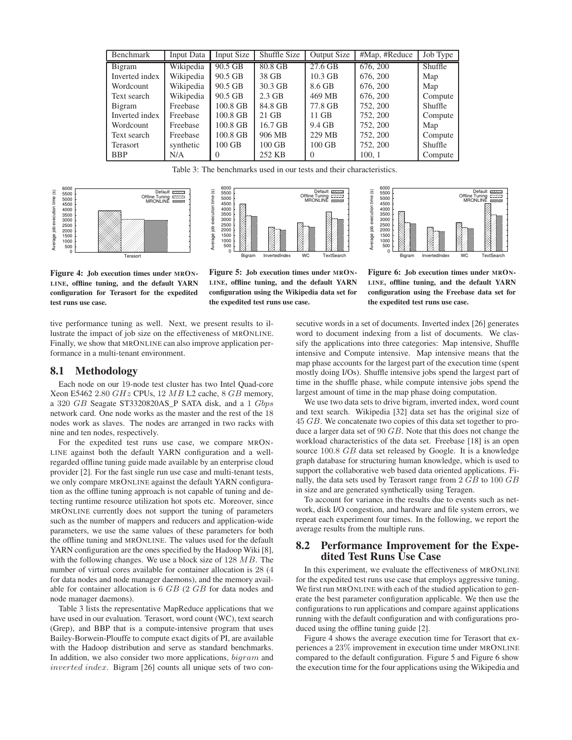| Benchmark | Input Data | Input Size | Shuffle Size | Output Size | #Map, #Reduce | Job Type |
|---|---|---|---|---|---|---|
| Bigram | Wikipedia | 90.5 GB | 80.8 GB | 27.6 GB | 676, 200 | Shuffle |
| Inverted index | Wikipedia | 90.5 GB | 38 GB | 10.3 GB | 676, 200 | Map |
| Wordcount | Wikipedia | 90.5 GB | 30.3 GB | 8.6 GB | 676, 200 | Map |
| Text search | Wikipedia | 90.5 GB | 2.3 GB | 469 MB | 676, 200 | Compute |
| Bigram | Freebase | 100.8 GB | 84.8 GB | 77.8 GB | 752, 200 | Shuffle |
| Inverted index | Freebase | 100.8 GB | 21 GB | 11 GB | 752, 200 | Compute |
| Wordcount | Freebase | 100.8 GB | 16.7 GB | 9.4 GB | 752, 200 | Map |
| Text search | Freebase | 100.8 GB | 906 MB | 229 MB | 752, 200 | Compute |
| Terasort | synthetic | 100 GB | 100 GB | 100 GB | 752, 200 | Shuffle |
| BBP | N/A | 0 | 252 KB | 0 | 100, 1 | Compute |

Table 3: The benchmarks used in our tests and their characteristics.

**Figure 4: Job execution times under MRONLINE, offline tuning, and the default YARN configuration for Terasort for the expedited test runs use case.**

**Figure 5: Job execution times under MRONLINE, offline tuning, and the default YARN configuration using the Wikipedia data set for the expedited test runs use case.**

**Figure 6: Job execution times under MRONLINE, offline tuning, and the default YARN configuration using the Freebase data set for the expedited test runs use case.**

tive performance tuning as well. Next, we present results to illustrate the impact of job size on the effectiveness of MRONLINE. Finally, we show that MRONLINE can also improve application performance in a multi-tenant environment.

## 8.1 Methodology

Each node on our 19-node test cluster has two Intel Quad-core Xeon E5462 2.80 $GHz$ CPUs, 12 $MB$ L2 cache, 8 $GB$ memory, a 320 $GB$ Seagate ST3320820AS_P SATA disk, and a 1 $Gbps$ network card. One node works as the master and the rest of the 18 nodes work as slaves. The nodes are arranged in two racks with nine and ten nodes, respectively.

For the expedited test runs use case, we compare MRONLINE against both the default YARN configuration and a well-regarded offline tuning guide made available by an enterprise cloud provider [2]. For the fast single run use case and multi-tenant tests, we only compare MRONLINE against the default YARN configuration as the offline tuning approach is not capable of tuning and detecting runtime resource utilization hot spots etc. Moreover, since MRONLINE currently does not support the tuning of parameters such as the number of mappers and reducers and application-wide parameters, we use the same values of these parameters for both the offline tuning and MRONLINE. The values used for the default YARN configuration are the ones specified by the Hadoop Wiki [8], with the following changes. We use a block size of 128 $MB$. The number of virtual cores available for container allocation is 28 (4 for data nodes and node manager daemons), and the memory available for container allocation is 6 $GB$ (2 $GB$ for data nodes and node manager daemons).

Table 3 lists the representative MapReduce applications that we have used in our evaluation. Terasort, word count (WC), text search (Grep), and BBP that is a compute-intensive program that uses Bailey-Borwein-Plouffe to compute exact digits of PI, are available with the Hadoop distribution and serve as standard benchmarks. In addition, we also consider two more applications, *bigram* and *inverted index*. Bigram [26] counts all unique sets of two consecutive words in a set of documents. Inverted index [26] generates word to document indexing from a list of documents. We classify the applications into three categories: Map intensive, Shuffle intensive and Compute intensive. Map intensive means that the map phase accounts for the largest part of the execution time (spent mostly doing I/Os). Shuffle intensive jobs spend the largest part of time in the shuffle phase, while compute intensive jobs spend the largest amount of time in the map phase doing computation.

We use two data sets to drive bigram, inverted index, word count and text search. Wikipedia [32] data set has the original size of 45 $GB$. We concatenate two copies of this data set together to produce a larger data set of 90 $GB$. Note that this does not change the workload characteristics of the data set. Freebase [18] is an open source 100.8 $GB$ data set released by Google. It is a knowledge graph database for structuring human knowledge, which is used to support the collaborative web based data oriented applications. Finally, the data sets used by Terasort range from 2 $GB$ to 100 $GB$ in size and are generated synthetically using Teragen.

To account for variance in the results due to events such as network, disk I/O congestion, and hardware and file system errors, we repeat each experiment four times. In the following, we report the average results from the multiple runs.

## 8.2 Performance Improvement for the Expedited Test Runs Use Case

In this experiment, we evaluate the effectiveness of MRONLINE for the expedited test runs use case that employs aggressive tuning. We first run MRONLINE with each of the studied application to generate the best parameter configuration applicable. We then use the configurations to run applications and compare against applications running with the default configuration and with configurations produced using the offline tuning guide [2].

Figure 4 shows the average execution time for Terasort that experiences a 23% improvement in execution time under MRONLINE compared to the default configuration. Figure 5 and Figure 6 show the execution time for the four applications using the Wikipedia and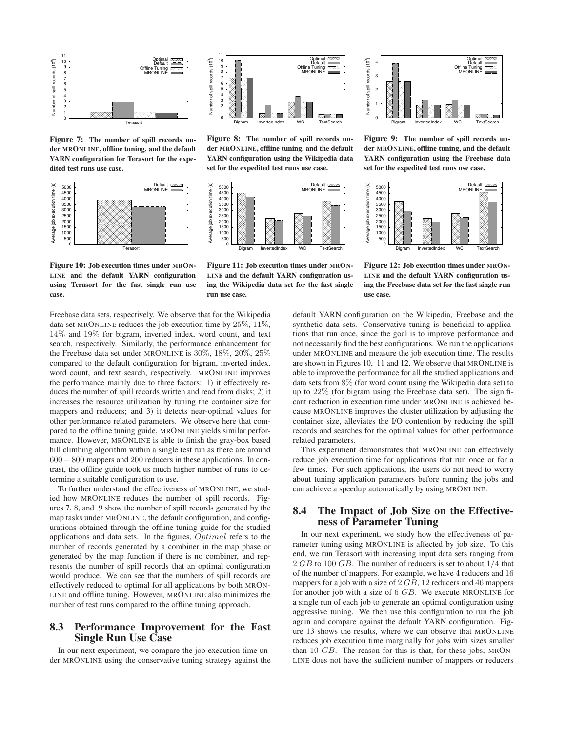Figure 7: The number of spill records under MRONLINE, offline tuning, and the default YARN configuration for Terasort for the expedited test runs use case.

Figure 8: The number of spill records under MRONLINE, offline tuning, and the default YARN configuration using the Wikipedia data set for the expedited test runs use case.

Figure 9: The number of spill records under MRONLINE, offline tuning, and the default YARN configuration using the Freebase data set for the expedited test runs use case.

Figure 10: Job execution times under MRONLINE and the default YARN configuration using Terasort for the fast single run use case.

Figure 11: Job execution times under MRONLINE and the default YARN configuration using the Wikipedia data set for the fast single run use case.

Figure 12: Job execution times under MRONLINE and the default YARN configuration using the Freebase data set for the fast single run use case.

Freebase data sets, respectively. We observe that for the Wikipedia data set MRONLINE reduces the job execution time by $25\%$, $11\%$, $14\%$ and $19\%$ for bigram, inverted index, word count, and text search, respectively. Similarly, the performance enhancement for the Freebase data set under MRONLINE is $30\%$, $18\%$, $20\%$, $25\%$ compared to the default configuration for bigram, inverted index, word count, and text search, respectively. MRONLINE improves the performance mainly due to three factors: 1) it effectively reduces the number of spill records written and read from disks; 2) it increases the resource utilization by tuning the container size for mappers and reducers; and 3) it detects near-optimal values for other performance related parameters. We observe here that compared to the offline tuning guide, MRONLINE yields similar performance. However, MRONLINE is able to finish the gray-box based hill climbing algorithm within a single test run as there are around $600-800$ mappers and 200 reducers in these applications. In contrast, the offline guide took us much higher number of runs to determine a suitable configuration to use.

To further understand the effectiveness of MRONLINE, we studied how MRONLINE reduces the number of spill records. Figures 7, 8, and 9 show the number of spill records generated by the map tasks under MRONLINE, the default configuration, and configurations obtained through the offline tuning guide for the studied applications and data sets. In the figures, $Optimal$ refers to the number of records generated by a combiner in the map phase or generated by the map function if there is no combiner, and represents the number of spill records that an optimal configuration would produce. We can see that the numbers of spill records are effectively reduced to optimal for all applications by both MRONLINE and offline tuning. However, MRONLINE also minimizes the number of test runs compared to the offline tuning approach.

## 8.3 Performance Improvement for the Fast Single Run Use Case

In our next experiment, we compare the job execution time under MRONLINE using the conservative tuning strategy against the default YARN configuration on the Wikipedia, Freebase and the synthetic data sets. Conservative tuning is beneficial to applications that run once, since the goal is to improve performance and not necessarily find the best configurations. We run the applications under MRONLINE and measure the job execution time. The results are shown in Figures 10, 11 and 12. We observe that MRONLINE is able to improve the performance for all the studied applications and data sets from $8\%$ (for word count using the Wikipedia data set) to up to $22\%$ (for bigram using the Freebase data set). The significant reduction in execution time under MRONLINE is achieved because MRONLINE improves the cluster utilization by adjusting the container size, alleviates the I/O contention by reducing the spill records and searches for the optimal values for other performance related parameters.

This experiment demonstrates that MRONLINE can effectively reduce job execution time for applications that run once or for a few times. For such applications, the users do not need to worry about tuning application parameters before running the jobs and can achieve a speedup automatically by using MRONLINE.

## 8.4 The Impact of Job Size on the Effectiveness of Parameter Tuning

In our next experiment, we study how the effectiveness of parameter tuning using MRONLINE is affected by job size. To this end, we run Terasort with increasing input data sets ranging from $2\ GB$ to $100\ GB$. The number of reducers is set to about $1/4$ that of the number of mappers. For example, we have 4 reducers and 16 mappers for a job with a size of $2\ GB$, 12 reducers and 46 mappers for another job with a size of $6\ GB$. We execute MRONLINE for a single run of each job to generate an optimal configuration using aggressive tuning. We then use this configuration to run the job again and compare against the default YARN configuration. Figure 13 shows the results, where we can observe that MRONLINE reduces job execution time marginally for jobs with sizes smaller than $10\ GB$. The reason for this is that, for these jobs, MRONLINE does not have the sufficient number of mappers or reducers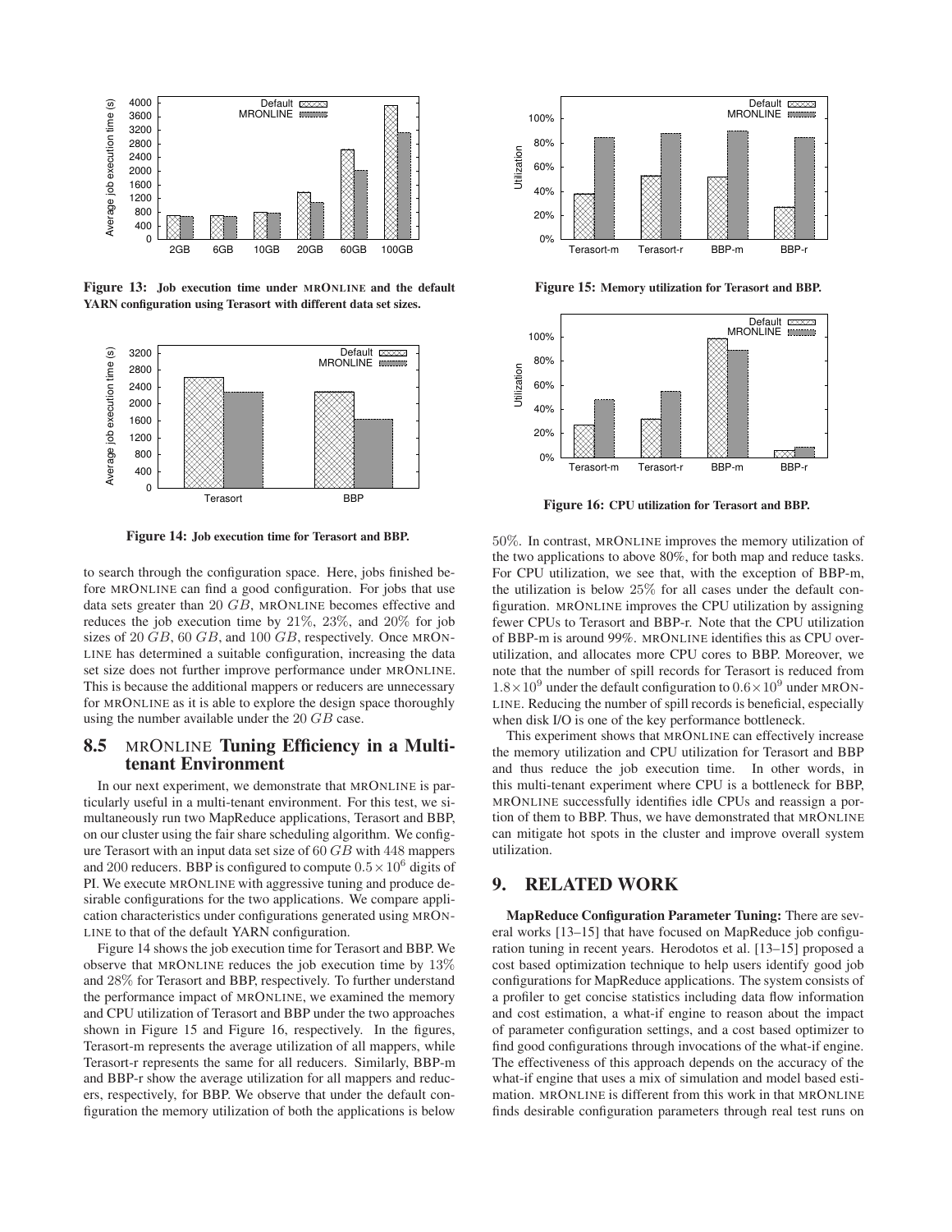**Figure 13: Job execution time under MRONLINE and the default YARN configuration using Terasort with different data set sizes.**

**Figure 14: Job execution time for Terasort and BBP.**

to search through the configuration space. Here, jobs finished before MRONLINE can find a good configuration. For jobs that use data sets greater than 20 $GB$, MRONLINE becomes effective and reduces the job execution time by 21%, 23%, and 20% for job sizes of 20 $GB$, 60 $GB$, and 100 $GB$, respectively. Once MRONLINE has determined a suitable configuration, increasing the data set size does not further improve performance under MRONLINE. This is because the additional mappers or reducers are unnecessary for MRONLINE as it is able to explore the design space thoroughly using the number available under the 20 $GB$ case.

## 8.5 MRONLINE Tuning Efficiency in a Multi-tenant Environment

In our next experiment, we demonstrate that MRONLINE is particularly useful in a multi-tenant environment. For this test, we simultaneously run two MapReduce applications, Terasort and BBP, on our cluster using the fair share scheduling algorithm. We configure Terasort with an input data set size of 60 $GB$ with 448 mappers and 200 reducers. BBP is configured to compute $0.5 \times 10^6$ digits of PI. We execute MRONLINE with aggressive tuning and produce desirable configurations for the two applications. We compare application characteristics under configurations generated using MRONLINE to that of the default YARN configuration.

Figure 14 shows the job execution time for Terasort and BBP. We observe that MRONLINE reduces the job execution time by 13% and 28% for Terasort and BBP, respectively. To further understand the performance impact of MRONLINE, we examined the memory and CPU utilization of Terasort and BBP under the two approaches shown in Figure 15 and Figure 16, respectively. In the figures, Terasort-m represents the average utilization of all mappers, while Terasort-r represents the same for all reducers. Similarly, BBP-m and BBP-r show the average utilization for all mappers and reducers, respectively, for BBP. We observe that under the default configuration the memory utilization of both the applications is below

**Figure 15: Memory utilization for Terasort and BBP.**

**Figure 16: CPU utilization for Terasort and BBP.**

50%. In contrast, MRONLINE improves the memory utilization of the two applications to above 80%, for both map and reduce tasks. For CPU utilization, we see that, with the exception of BBP-m, the utilization is below 25% for all cases under the default configuration. MRONLINE improves the CPU utilization by assigning fewer CPUs to Terasort and BBP-r. Note that the CPU utilization of BBP-m is around 99%. MRONLINE identifies this as CPU over-utilization, and allocates more CPU cores to BBP. Moreover, we note that the number of spill records for Terasort is reduced from $1.8 \times 10^9$ under the default configuration to $0.6 \times 10^9$ under MRONLINE. Reducing the number of spill records is beneficial, especially when disk I/O is one of the key performance bottleneck.

This experiment shows that MRONLINE can effectively increase the memory utilization and CPU utilization for Terasort and BBP and thus reduce the job execution time. In other words, in this multi-tenant experiment where CPU is a bottleneck for BBP, MRONLINE successfully identifies idle CPUs and reassign a portion of them to BBP. Thus, we have demonstrated that MRONLINE can mitigate hot spots in the cluster and improve overall system utilization.

# 9. RELATED WORK

**MapReduce Configuration Parameter Tuning:** There are several works [13–15] that have focused on MapReduce job configuration tuning in recent years. Herodotos et al. [13–15] proposed a cost based optimization technique to help users identify good job configurations for MapReduce applications. The system consists of a profiler to get concise statistics including data flow information and cost estimation, a what-if engine to reason about the impact of parameter configuration settings, and a cost based optimizer to find good configurations through invocations of the what-if engine. The effectiveness of this approach depends on the accuracy of the what-if engine that uses a mix of simulation and model based estimation. MRONLINE is different from this work in that MRONLINE finds desirable configuration parameters through real test runs on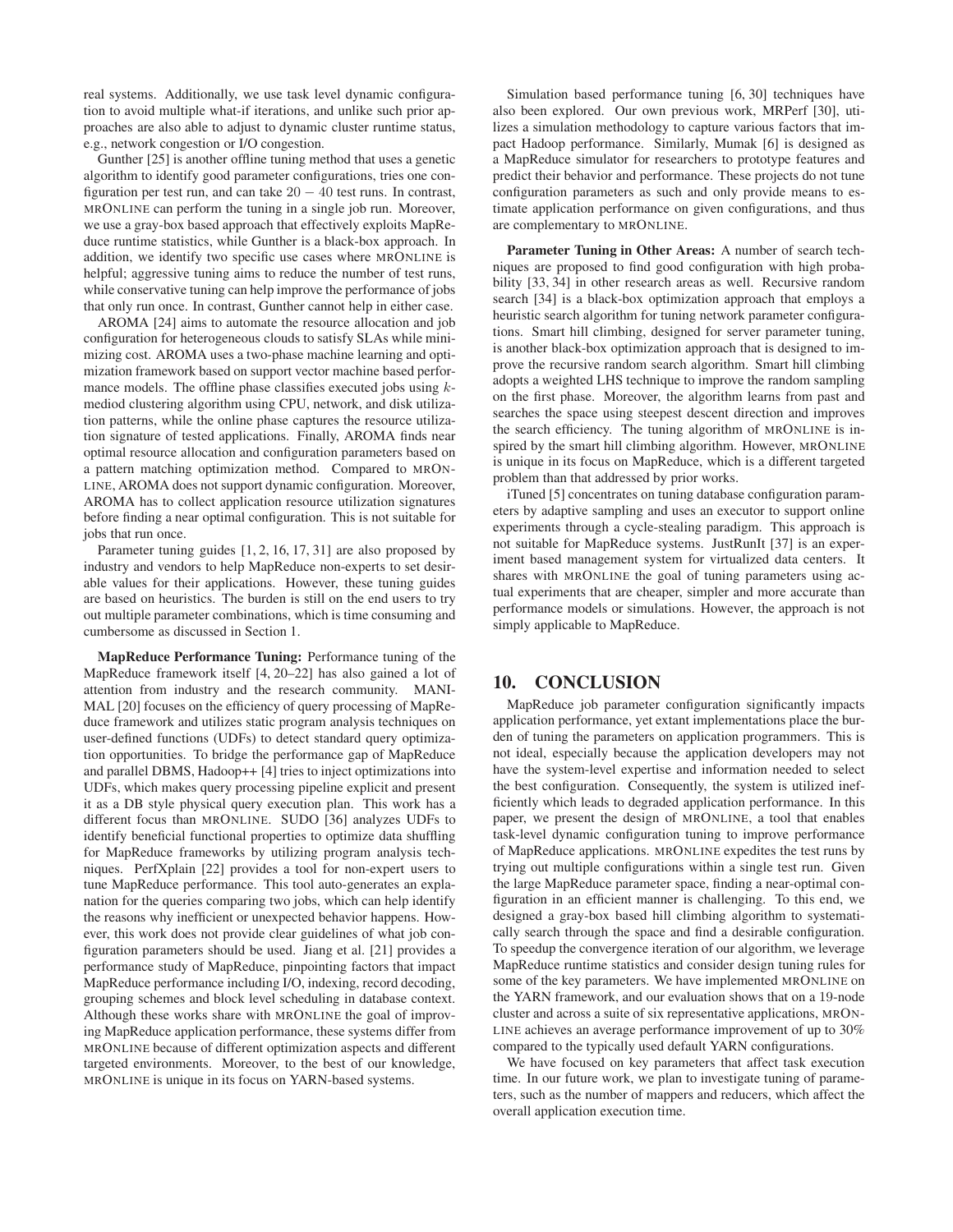real systems. Additionally, we use task level dynamic configuration to avoid multiple what-if iterations, and unlike such prior approaches are also able to adjust to dynamic cluster runtime status, e.g., network congestion or I/O congestion.

Gunther [25] is another offline tuning method that uses a genetic algorithm to identify good parameter configurations, tries one configuration per test run, and can take $20 - 40$ test runs. In contrast, MRONLINE can perform the tuning in a single job run. Moreover, we use a gray-box based approach that effectively exploits MapReduce runtime statistics, while Gunther is a black-box approach. In addition, we identify two specific use cases where MRONLINE is helpful; aggressive tuning aims to reduce the number of test runs, while conservative tuning can help improve the performance of jobs that only run once. In contrast, Gunther cannot help in either case.

AROMA [24] aims to automate the resource allocation and job configuration for heterogeneous clouds to satisfy SLAs while minimizing cost. AROMA uses a two-phase machine learning and optimization framework based on support vector machine based performance models. The offline phase classifies executed jobs using $k$-mediod clustering algorithm using CPU, network, and disk utilization patterns, while the online phase captures the resource utilization signature of tested applications. Finally, AROMA finds near optimal resource allocation and configuration parameters based on a pattern matching optimization method. Compared to MRONLINE, AROMA does not support dynamic configuration. Moreover, AROMA has to collect application resource utilization signatures before finding a near optimal configuration. This is not suitable for jobs that run once.

Parameter tuning guides [1, 2, 16, 17, 31] are also proposed by industry and vendors to help MapReduce non-experts to set desirable values for their applications. However, these tuning guides are based on heuristics. The burden is still on the end users to try out multiple parameter combinations, which is time consuming and cumbersome as discussed in Section 1.

**MapReduce Performance Tuning:** Performance tuning of the MapReduce framework itself [4, 20–22] has also gained a lot of attention from industry and the research community. MANIMAL [20] focuses on the efficiency of query processing of MapReduce framework and utilizes static program analysis techniques on user-defined functions (UDFs) to detect standard query optimization opportunities. To bridge the performance gap of MapReduce and parallel DBMS, Hadoop++ [4] tries to inject optimizations into UDFs, which makes query processing pipeline explicit and present it as a DB style physical query execution plan. This work has a different focus than MRONLINE. SUDO [36] analyzes UDFs to identify beneficial functional properties to optimize data shuffling for MapReduce frameworks by utilizing program analysis techniques. PerfXplain [22] provides a tool for non-expert users to tune MapReduce performance. This tool auto-generates an explanation for the queries comparing two jobs, which can help identify the reasons why inefficient or unexpected behavior happens. However, this work does not provide clear guidelines of what job configuration parameters should be used. Jiang et al. [21] provides a performance study of MapReduce, pinpointing factors that impact MapReduce performance including I/O, indexing, record decoding, grouping schemes and block level scheduling in database context. Although these works share with MRONLINE the goal of improving MapReduce application performance, these systems differ from MRONLINE because of different optimization aspects and different targeted environments. Moreover, to the best of our knowledge, MRONLINE is unique in its focus on YARN-based systems.

Simulation based performance tuning [6, 30] techniques have also been explored. Our own previous work, MRPerf [30], utilizes a simulation methodology to capture various factors that impact Hadoop performance. Similarly, Mumak [6] is designed as a MapReduce simulator for researchers to prototype features and predict their behavior and performance. These projects do not tune configuration parameters as such and only provide means to estimate application performance on given configurations, and thus are complementary to MRONLINE.

**Parameter Tuning in Other Areas:** A number of search techniques are proposed to find good configuration with high probability [33, 34] in other research areas as well. Recursive random search [34] is a black-box optimization approach that employs a heuristic search algorithm for tuning network parameter configurations. Smart hill climbing, designed for server parameter tuning, is another black-box optimization approach that is designed to improve the recursive random search algorithm. Smart hill climbing adopts a weighted LHS technique to improve the random sampling on the first phase. Moreover, the algorithm learns from past and searches the space using steepest descent direction and improves the search efficiency. The tuning algorithm of MRONLINE is inspired by the smart hill climbing algorithm. However, MRONLINE is unique in its focus on MapReduce, which is a different targeted problem than that addressed by prior works.

iTuned [5] concentrates on tuning database configuration parameters by adaptive sampling and uses an executor to support online experiments through a cycle-stealing paradigm. This approach is not suitable for MapReduce systems. JustRunIt [37] is an experiment based management system for virtualized data centers. It shares with MRONLINE the goal of tuning parameters using actual experiments that are cheaper, simpler and more accurate than performance models or simulations. However, the approach is not simply applicable to MapReduce.

## 10. CONCLUSION

MapReduce job parameter configuration significantly impacts application performance, yet extant implementations place the burden of tuning the parameters on application programmers. This is not ideal, especially because the application developers may not have the system-level expertise and information needed to select the best configuration. Consequently, the system is utilized inefficiently which leads to degraded application performance. In this paper, we present the design of MRONLINE, a tool that enables task-level dynamic configuration tuning to improve performance of MapReduce applications. MRONLINE expedites the test runs by trying out multiple configurations within a single test run. Given the large MapReduce parameter space, finding a near-optimal configuration in an efficient manner is challenging. To this end, we designed a gray-box based hill climbing algorithm to systematically search through the space and find a desirable configuration. To speedup the convergence iteration of our algorithm, we leverage MapReduce runtime statistics and consider design tuning rules for some of the key parameters. We have implemented MRONLINE on the YARN framework, and our evaluation shows that on a 19-node cluster and across a suite of six representative applications, MRONLINE achieves an average performance improvement of up to 30% compared to the typically used default YARN configurations.

We have focused on key parameters that affect task execution time. In our future work, we plan to investigate tuning of parameters, such as the number of mappers and reducers, which affect the overall application execution time.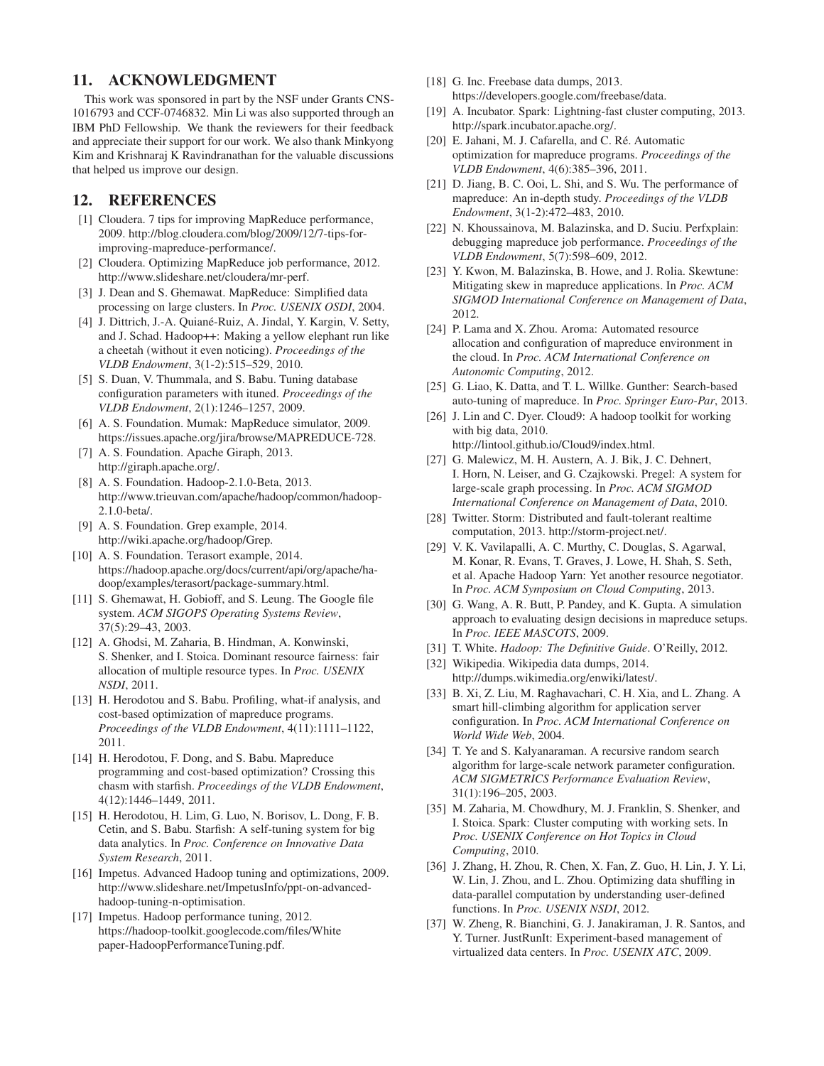## 11. ACKNOWLEDGMENT

This work was sponsored in part by the NSF under Grants CNS-1016793 and CCF-0746832. Min Li was also supported through an IBM PhD Fellowship. We thank the reviewers for their feedback and appreciate their support for our work. We also thank Minkyong Kim and Krishnaraj K Ravindranathan for the valuable discussions that helped us improve our design.

## 12. REFERENCES

- [1] Cloudera. 7 tips for improving MapReduce performance, 2009. http://blog.cloudera.com/blog/2009/12/7-tips-for-improving-mapreduce-performance/.
- [2] Cloudera. Optimizing MapReduce job performance, 2012. http://www.slideshare.net/cloudera/mr-perf.
- [3] J. Dean and S. Ghemawat. MapReduce: Simplified data processing on large clusters. In *Proc. USENIX OSDI*, 2004.
- [4] J. Dittrich, J.-A. Quiané-Ruiz, A. Jindal, Y. Kargin, V. Setty, and J. Schad. Hadoop++: Making a yellow elephant run like a cheetah (without it even noticing). *Proceedings of the VLDB Endowment*, 3(1-2):515–529, 2010.
- [5] S. Duan, V. Thummala, and S. Babu. Tuning database configuration parameters with ituned. *Proceedings of the VLDB Endowment*, 2(1):1246–1257, 2009.
- [6] A. S. Foundation. Mumak: MapReduce simulator, 2009. https://issues.apache.org/jira/browse/MAPREDUCE-728.
- [7] A. S. Foundation. Apache Giraph, 2013. http://giraph.apache.org/.
- [8] A. S. Foundation. Hadoop-2.1.0-Beta, 2013. http://www.trieuvan.com/apache/hadoop/common/hadoop-2.1.0-beta/.
- [9] A. S. Foundation. Grep example, 2014. http://wiki.apache.org/hadoop/Grep.
- [10] A. S. Foundation. Terasort example, 2014. https://hadoop.apache.org/docs/current/api/org/apache/hadoop/examples/terasort/package-summary.html.
- [11] S. Ghemawat, H. Gobioff, and S. Leung. The Google file system. *ACM SIGOPS Operating Systems Review*, 37(5):29–43, 2003.
- [12] A. Ghodsi, M. Zaharia, B. Hindman, A. Konwinski, S. Shenker, and I. Stoica. Dominant resource fairness: fair allocation of multiple resource types. In *Proc. USENIX NSDI*, 2011.
- [13] H. Herodotou and S. Babu. Profiling, what-if analysis, and cost-based optimization of mapreduce programs. *Proceedings of the VLDB Endowment*, 4(11):1111–1122, 2011.
- [14] H. Herodotou, F. Dong, and S. Babu. Mapreduce programming and cost-based optimization? Crossing this chasm with starfish. *Proceedings of the VLDB Endowment*, 4(12):1446–1449, 2011.
- [15] H. Herodotou, H. Lim, G. Luo, N. Borisov, L. Dong, F. B. Cetin, and S. Babu. Starfish: A self-tuning system for big data analytics. In *Proc. Conference on Innovative Data System Research*, 2011.
- [16] Impetus. Advanced Hadoop tuning and optimizations, 2009. http://www.slideshare.net/ImpetusInfo/ppt-on-advanced-hadoop-tuning-n-optimisation.
- [17] Impetus. Hadoop performance tuning, 2012. https://hadoop-toolkit.googlecode.com/files/White paper-HadoopPerformanceTuning.pdf.
- [18] G. Inc. Freebase data dumps, 2013. https://developers.google.com/freebase/data.
- [19] A. Incubator. Spark: Lightning-fast cluster computing, 2013. http://spark.incubator.apache.org/.
- [20] E. Jahani, M. J. Cafarella, and C. Ré. Automatic optimization for mapreduce programs. *Proceedings of the VLDB Endowment*, 4(6):385–396, 2011.
- [21] D. Jiang, B. C. Ooi, L. Shi, and S. Wu. The performance of mapreduce: An in-depth study. *Proceedings of the VLDB Endowment*, 3(1-2):472–483, 2010.
- [22] N. Khoussainova, M. Balazinska, and D. Suciu. Perfxplain: debugging mapreduce job performance. *Proceedings of the VLDB Endowment*, 5(7):598–609, 2012.
- [23] Y. Kwon, M. Balazinska, B. Howe, and J. Rolia. Skewtune: Mitigating skew in mapreduce applications. In *Proc. ACM SIGMOD International Conference on Management of Data*, 2012.
- [24] P. Lama and X. Zhou. Aroma: Automated resource allocation and configuration of mapreduce environment in the cloud. In *Proc. ACM International Conference on Autonomic Computing*, 2012.
- [25] G. Liao, K. Datta, and T. L. Willke. Gunther: Search-based auto-tuning of mapreduce. In *Proc. Springer Euro-Par*, 2013.
- [26] J. Lin and C. Dyer. Cloud9: A hadoop toolkit for working with big data, 2010. http://lintool.github.io/Cloud9/index.html.
- [27] G. Malewicz, M. H. Austern, A. J. Bik, J. C. Dehnert, I. Horn, N. Leiser, and G. Czajkowski. Pregel: A system for large-scale graph processing. In *Proc. ACM SIGMOD International Conference on Management of Data*, 2010.
- [28] Twitter. Storm: Distributed and fault-tolerant realtime computation, 2013. http://storm-project.net/.
- [29] V. K. Vavilapalli, A. C. Murthy, C. Douglas, S. Agarwal, M. Konar, R. Evans, T. Graves, J. Lowe, H. Shah, S. Seth, et al. Apache Hadoop Yarn: Yet another resource negotiator. In *Proc. ACM Symposium on Cloud Computing*, 2013.
- [30] G. Wang, A. R. Butt, P. Pandey, and K. Gupta. A simulation approach to evaluating design decisions in mapreduce setups. In *Proc. IEEE MASCOTS*, 2009.
- [31] T. White. *Hadoop: The Definitive Guide*. O'Reilly, 2012.
- [32] Wikipedia. Wikipedia data dumps, 2014. http://dumps.wikimedia.org/enwiki/latest/.
- [33] B. Xi, Z. Liu, M. Raghavachari, C. H. Xia, and L. Zhang. A smart hill-climbing algorithm for application server configuration. In *Proc. ACM International Conference on World Wide Web*, 2004.
- [34] T. Ye and S. Kalyanaraman. A recursive random search algorithm for large-scale network parameter configuration. *ACM SIGMETRICS Performance Evaluation Review*, 31(1):196–205, 2003.
- [35] M. Zaharia, M. Chowdhury, M. J. Franklin, S. Shenker, and I. Stoica. Spark: Cluster computing with working sets. In *Proc. USENIX Conference on Hot Topics in Cloud Computing*, 2010.
- [36] J. Zhang, H. Zhou, R. Chen, X. Fan, Z. Guo, H. Lin, J. Y. Li, W. Lin, J. Zhou, and L. Zhou. Optimizing data shuffling in data-parallel computation by understanding user-defined functions. In *Proc. USENIX NSDI*, 2012.
- [37] W. Zheng, R. Bianchini, G. J. Janakiraman, J. R. Santos, and Y. Turner. JustRunIt: Experiment-based management of virtualized data centers. In *Proc. USENIX ATC*, 2009.